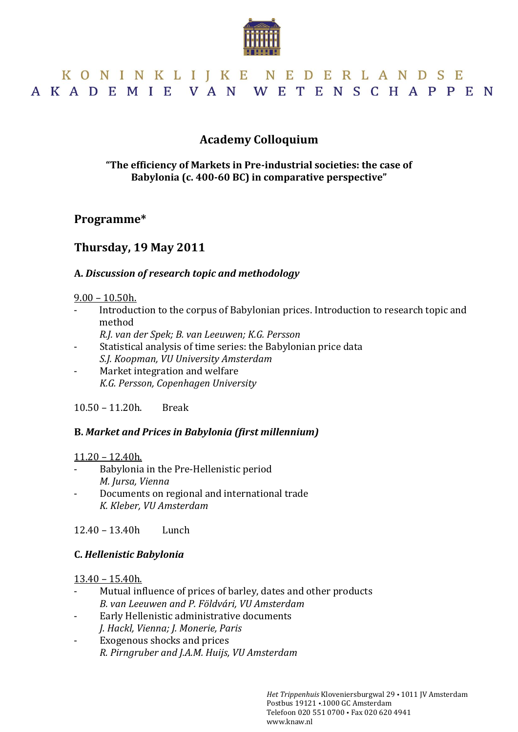KONINKLIJKE NEDERLANDSE AKADEMIE VAN WETENSCHAPPEN

# Academy Colloquium

**"The efficiency of Markets in Pre-industrial societies: the case of Babylonia (c. 400-60 BC) in comparative perspective"**

## Programme*

## Thursday, 19 May 2011

### A. *Discussion of research topic and methodology*

9.00 – 10.50h.

- Introduction to the corpus of Babylonian prices. Introduction to research topic and method
  *R.J. van der Spek; B. van Leeuwen; K.G. Persson*
- Statistical analysis of time series: the Babylonian price data
  *S.J. Koopman, VU University Amsterdam*
- Market integration and welfare
  *K.G. Persson, Copenhagen University*

10.50 – 11.20h. Break

### B. *Market and Prices in Babylonia (first millennium)*

11.20 – 12.40h.

- Babylonia in the Pre-Hellenistic period
  *M. Jursa, Vienna*
- Documents on regional and international trade
  *K. Kleber, VU Amsterdam*

12.40 – 13.40h Lunch

### C. *Hellenistic Babylonia*

13.40 – 15.40h.

- Mutual influence of prices of barley, dates and other products
  *B. van Leeuwen and P. Földvári, VU Amsterdam*
- Early Hellenistic administrative documents
  *J. Hackl, Vienna; J. Monerie, Paris*
- Exogenous shocks and prices
  *R. Pirngruber and J.A.M. Huijs, VU Amsterdam*

*Het Trippenhuis* Kloveniersburgwal 29 • 1011 JV Amsterdam
Postbus 19121 • 1000 GC Amsterdam
Telefoon 020 551 0700 • Fax 020 620 4941
www.knaw.nl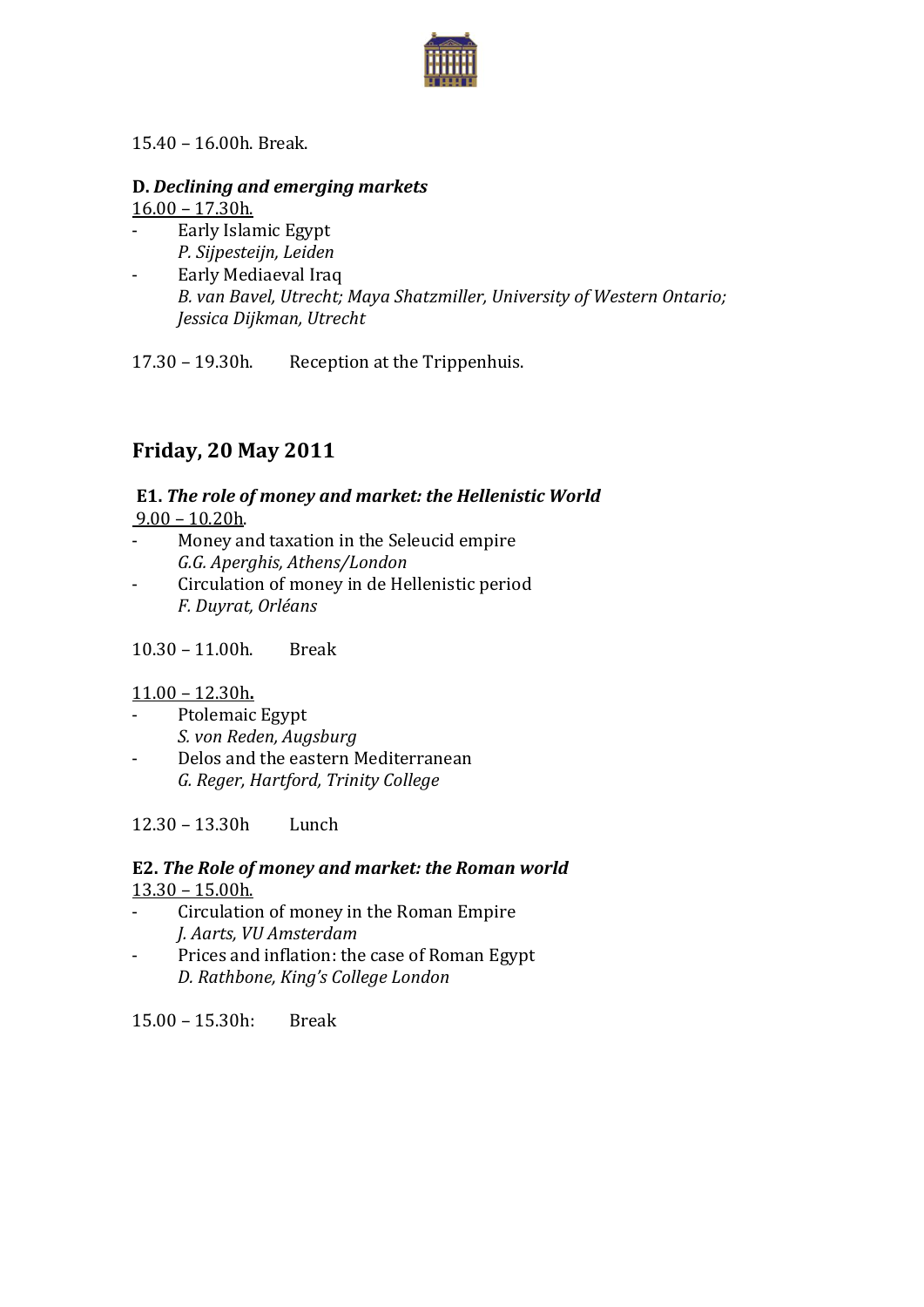15.40 – 16.00h. Break.

**D.** ***Declining and emerging markets***

16.00 – 17.30h.

- Early Islamic Egypt
  *P. Sijpesteijn, Leiden*
- Early Mediaeval Iraq
  *B. van Bavel, Utrecht; Maya Shatzmiller, University of Western Ontario; Jessica Dijkman, Utrecht*

17.30 – 19.30h. Reception at the Trippenhuis.

## Friday, 20 May 2011

**E1.** ***The role of money and market: the Hellenistic World***

9.00 – 10.20h.

- Money and taxation in the Seleucid empire
  *G.G. Aperghis, Athens/London*
- Circulation of money in de Hellenistic period
  *F. Duyrat, Orléans*

10.30 – 11.00h. Break

11.00 – 12.30h.

- Ptolemaic Egypt
  *S. von Reden, Augsburg*
- Delos and the eastern Mediterranean
  *G. Reger, Hartford, Trinity College*

12.30 – 13.30h Lunch

**E2.** ***The Role of money and market: the Roman world***

13.30 – 15.00h.

- Circulation of money in the Roman Empire
  *J. Aarts, VU Amsterdam*
- Prices and inflation: the case of Roman Egypt
  *D. Rathbone, King's College London*

15.00 – 15.30h: Break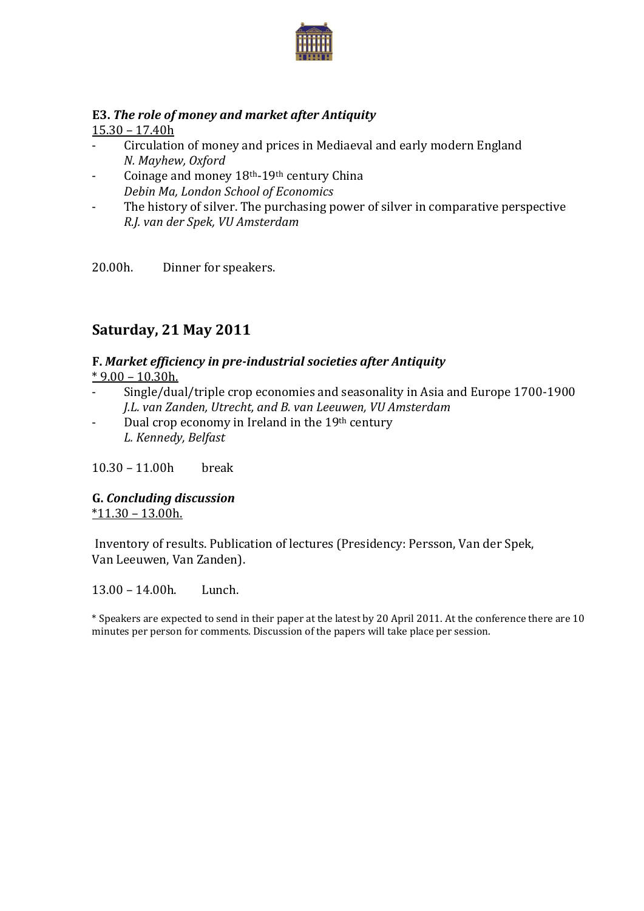**E3. *The role of money and market after Antiquity***

15.30 – 17.40h

- Circulation of money and prices in Mediaeval and early modern England
  *N. Mayhew, Oxford*
- Coinage and money 18th-19th century China
  *Debin Ma, London School of Economics*
- The history of silver. The purchasing power of silver in comparative perspective
  *R.J. van der Spek, VU Amsterdam*

20.00h. Dinner for speakers.

## Saturday, 21 May 2011

**F. *Market efficiency in pre-industrial societies after Antiquity***

\* 9.00 – 10.30h.

- Single/dual/triple crop economies and seasonality in Asia and Europe 1700-1900
  *J.L. van Zanden, Utrecht, and B. van Leeuwen, VU Amsterdam*
- Dual crop economy in Ireland in the 19th century
  *L. Kennedy, Belfast*

10.30 – 11.00h break

**G. *Concluding discussion***

\*11.30 – 13.00h.

Inventory of results. Publication of lectures (Presidency: Persson, Van der Spek, Van Leeuwen, Van Zanden).

13.00 – 14.00h. Lunch.

\* Speakers are expected to send in their paper at the latest by 20 April 2011. At the conference there are 10 minutes per person for comments. Discussion of the papers will take place per session.